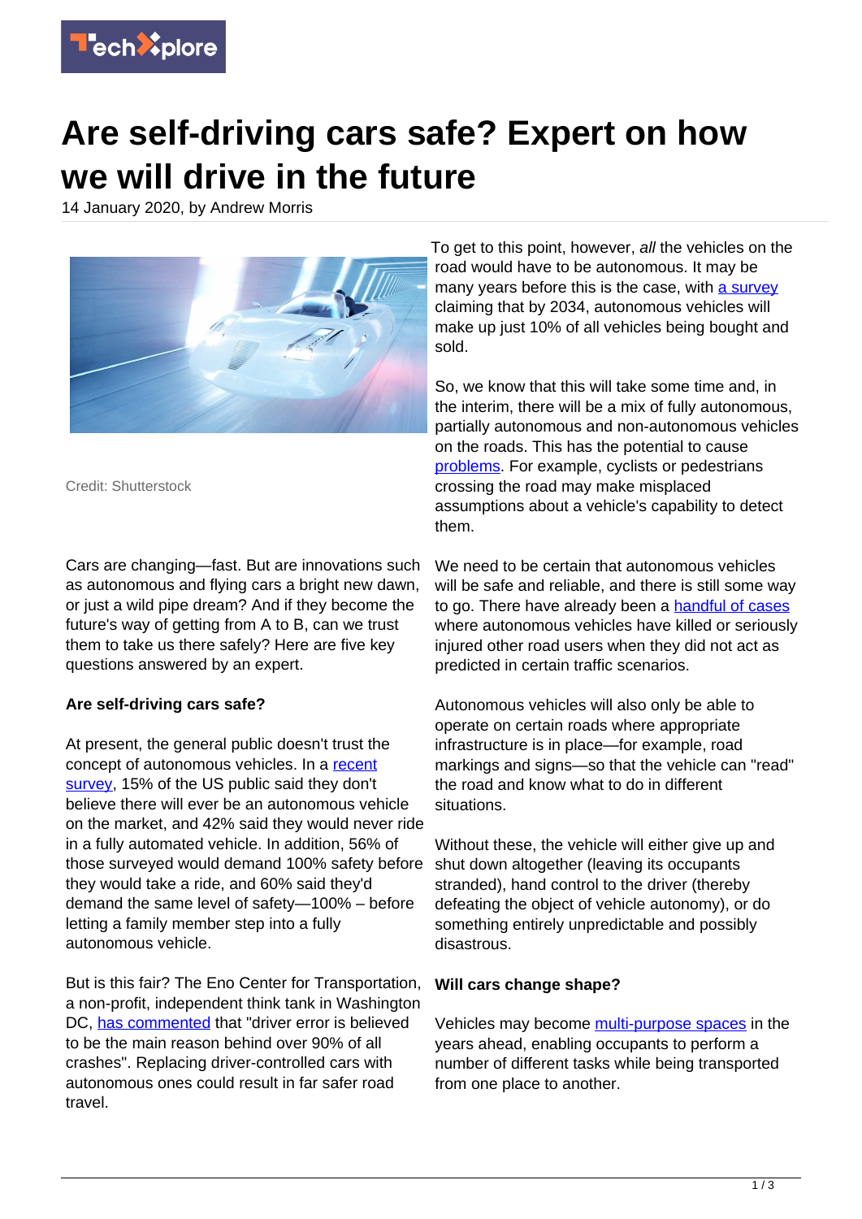# Are self-driving cars safe? Expert on how we will drive in the future

14 January 2020, by Andrew Morris

Credit: Shutterstock

Cars are changing—fast. But are innovations such as autonomous and flying cars a bright new dawn, or just a wild pipe dream? And if they become the future's way of getting from A to B, can we trust them to take us there safely? Here are five key questions answered by an expert.

**Are self-driving cars safe?**

At present, the general public doesn't trust the concept of autonomous vehicles. In a recent survey, 15% of the US public said they don't believe there will ever be an autonomous vehicle on the market, and 42% said they would never ride in a fully automated vehicle. In addition, 56% of those surveyed would demand 100% safety before they would take a ride, and 60% said they'd demand the same level of safety—100% – before letting a family member step into a fully autonomous vehicle.

But is this fair? The Eno Center for Transportation, a non-profit, independent think tank in Washington DC, has commented that "driver error is believed to be the main reason behind over 90% of all crashes". Replacing driver-controlled cars with autonomous ones could result in far safer road travel.

To get to this point, however, *all* the vehicles on the road would have to be autonomous. It may be many years before this is the case, with a survey claiming that by 2034, autonomous vehicles will make up just 10% of all vehicles being bought and sold.

So, we know that this will take some time and, in the interim, there will be a mix of fully autonomous, partially autonomous and non-autonomous vehicles on the roads. This has the potential to cause problems. For example, cyclists or pedestrians crossing the road may make misplaced assumptions about a vehicle's capability to detect them.

We need to be certain that autonomous vehicles will be safe and reliable, and there is still some way to go. There have already been a handful of cases where autonomous vehicles have killed or seriously injured other road users when they did not act as predicted in certain traffic scenarios.

Autonomous vehicles will also only be able to operate on certain roads where appropriate infrastructure is in place—for example, road markings and signs—so that the vehicle can "read" the road and know what to do in different situations.

Without these, the vehicle will either give up and shut down altogether (leaving its occupants stranded), hand control to the driver (thereby defeating the object of vehicle autonomy), or do something entirely unpredictable and possibly disastrous.

**Will cars change shape?**

Vehicles may become multi-purpose spaces in the years ahead, enabling occupants to perform a number of different tasks while being transported from one place to another.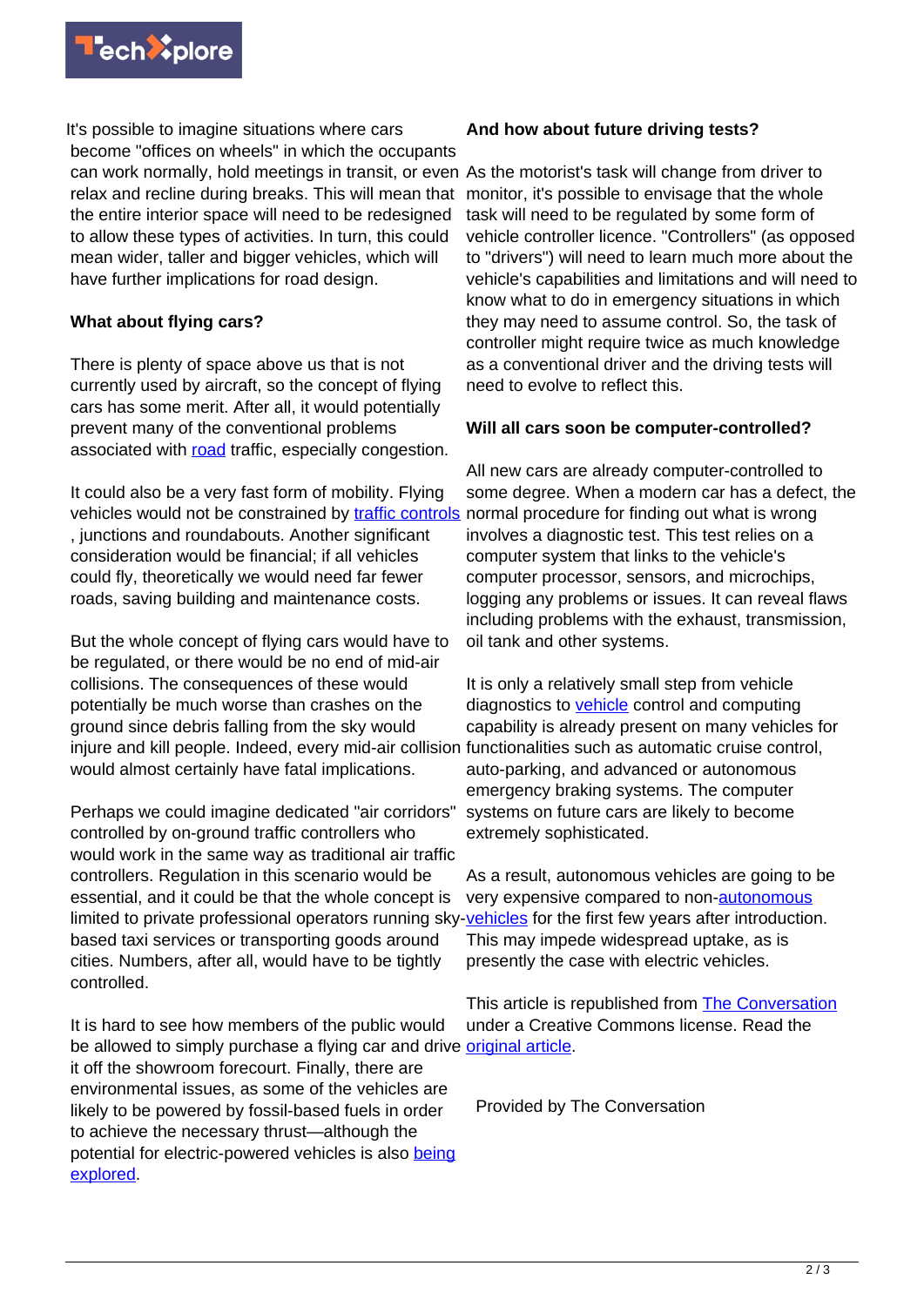It's possible to imagine situations where cars become "offices on wheels" in which the occupants can work normally, hold meetings in transit, or even relax and recline during breaks. This will mean that the entire interior space will need to be redesigned to allow these types of activities. In turn, this could mean wider, taller and bigger vehicles, which will have further implications for road design.

**What about flying cars?**

There is plenty of space above us that is not currently used by aircraft, so the concept of flying cars has some merit. After all, it would potentially prevent many of the conventional problems associated with road traffic, especially congestion.

It could also be a very fast form of mobility. Flying vehicles would not be constrained by traffic controls, junctions and roundabouts. Another significant consideration would be financial; if all vehicles could fly, theoretically we would need far fewer roads, saving building and maintenance costs.

But the whole concept of flying cars would have to be regulated, or there would be no end of mid-air collisions. The consequences of these would potentially be much worse than crashes on the ground since debris falling from the sky would injure and kill people. Indeed, every mid-air collision would almost certainly have fatal implications.

Perhaps we could imagine dedicated "air corridors" controlled by on-ground traffic controllers who would work in the same way as traditional air traffic controllers. Regulation in this scenario would be essential, and it could be that the whole concept is limited to private professional operators running sky-based taxi services or transporting goods around cities. Numbers, after all, would have to be tightly controlled.

It is hard to see how members of the public would be allowed to simply purchase a flying car and drive it off the showroom forecourt. Finally, there are environmental issues, as some of the vehicles are likely to be powered by fossil-based fuels in order to achieve the necessary thrust—although the potential for electric-powered vehicles is also being explored.

**And how about future driving tests?**

As the motorist's task will change from driver to monitor, it's possible to envisage that the whole task will need to be regulated by some form of vehicle controller licence. "Controllers" (as opposed to "drivers") will need to learn much more about the vehicle's capabilities and limitations and will need to know what to do in emergency situations in which they may need to assume control. So, the task of controller might require twice as much knowledge as a conventional driver and the driving tests will need to evolve to reflect this.

**Will all cars soon be computer-controlled?**

All new cars are already computer-controlled to some degree. When a modern car has a defect, the normal procedure for finding out what is wrong involves a diagnostic test. This test relies on a computer system that links to the vehicle's computer processor, sensors, and microchips, logging any problems or issues. It can reveal flaws including problems with the exhaust, transmission, oil tank and other systems.

It is only a relatively small step from vehicle diagnostics to vehicle control and computing capability is already present on many vehicles for functionalities such as automatic cruise control, auto-parking, and advanced or autonomous emergency braking systems. The computer systems on future cars are likely to become extremely sophisticated.

As a result, autonomous vehicles are going to be very expensive compared to non-autonomous vehicles for the first few years after introduction. This may impede widespread uptake, as is presently the case with electric vehicles.

This article is republished from The Conversation under a Creative Commons license. Read the original article.

Provided by The Conversation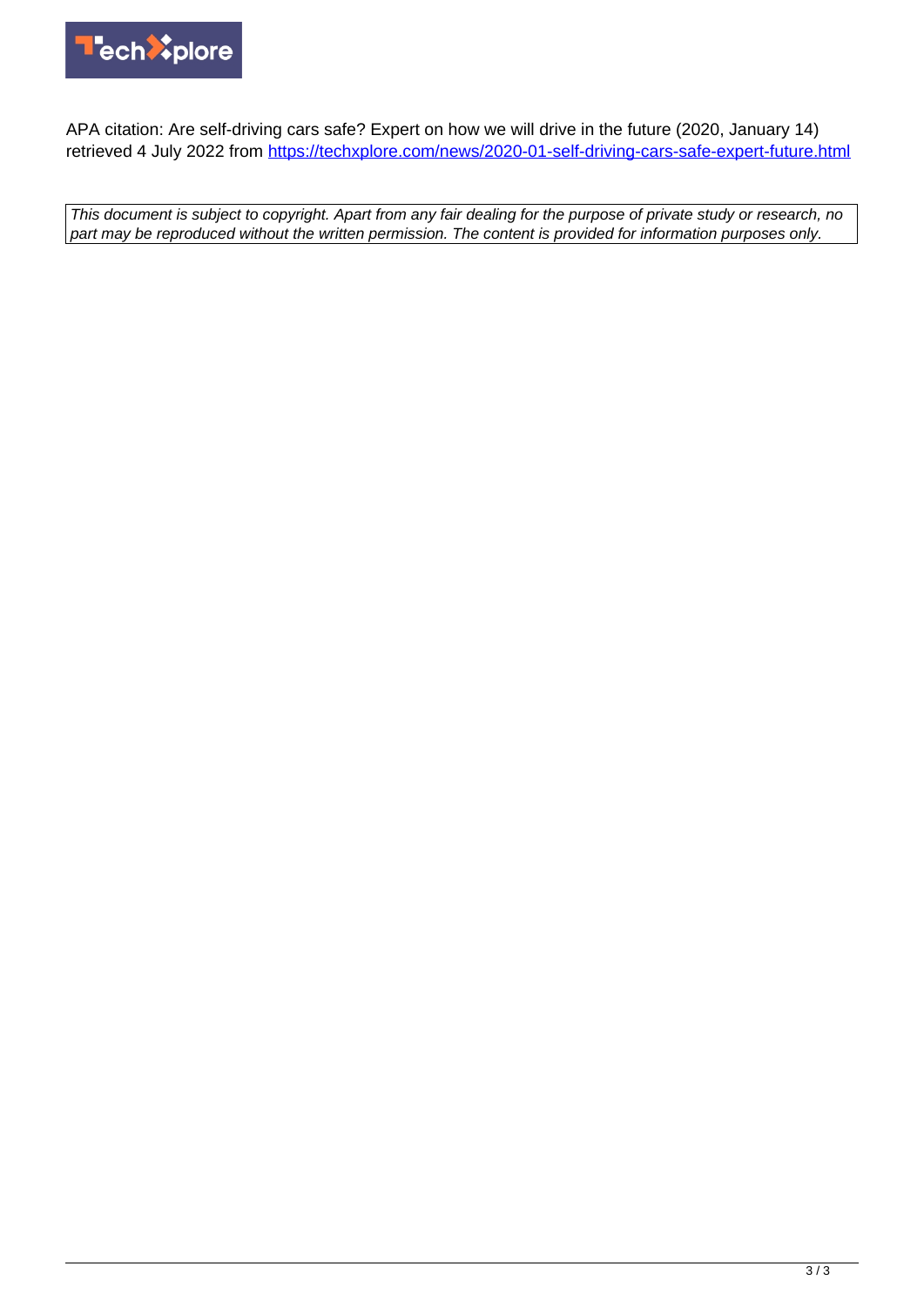APA citation: Are self-driving cars safe? Expert on how we will drive in the future (2020, January 14) retrieved 4 July 2022 from https://techxplore.com/news/2020-01-self-driving-cars-safe-expert-future.html

*This document is subject to copyright. Apart from any fair dealing for the purpose of private study or research, no part may be reproduced without the written permission. The content is provided for information purposes only.*